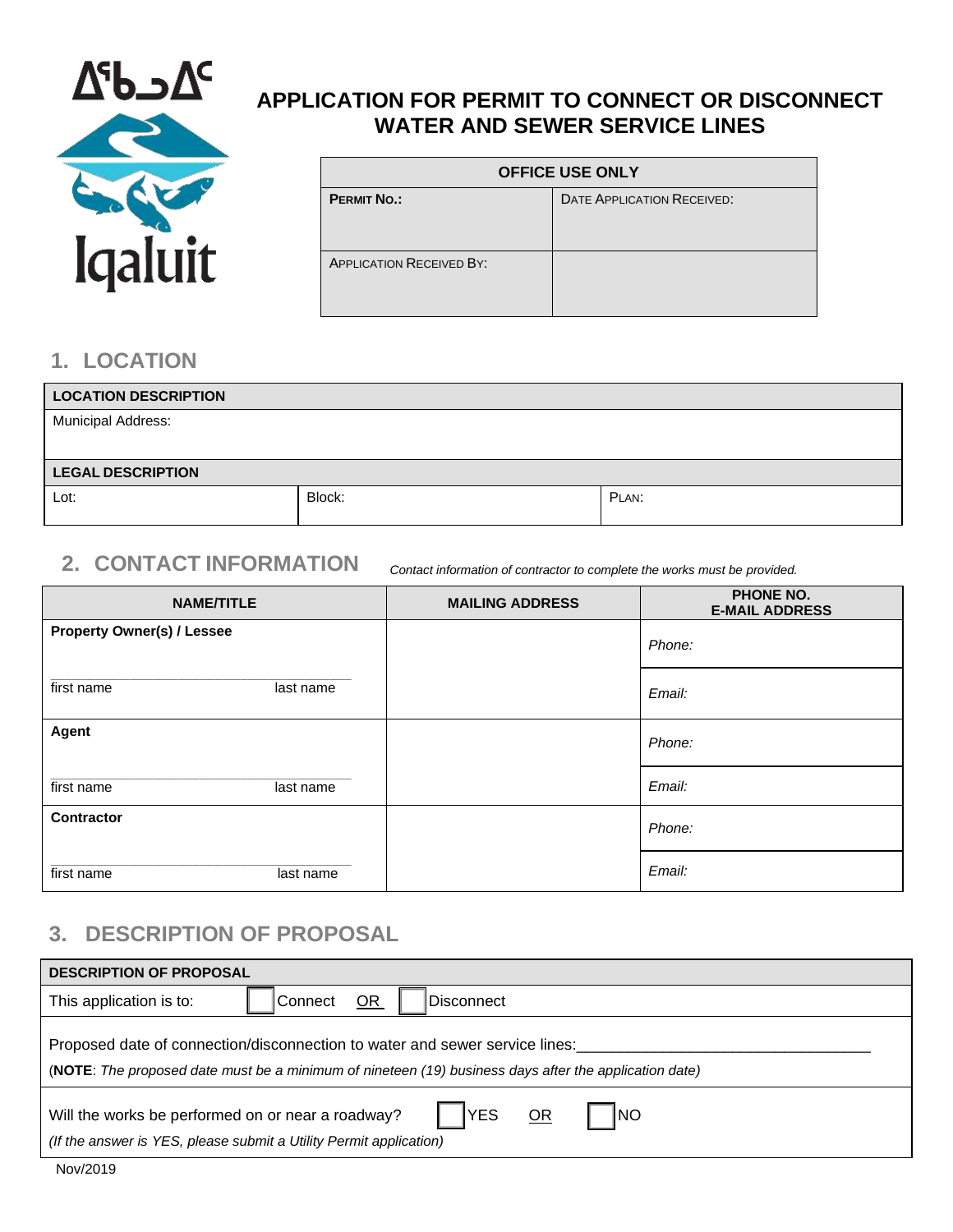ᐃᖃᓗᐃᑦ

Iqaluit

# APPLICATION FOR PERMIT TO CONNECT OR DISCONNECT WATER AND SEWER SERVICE LINES

| OFFICE USE ONLY | |
|---|---|
| **PERMIT NO.:** | DATE APPLICATION RECEIVED: |
| APPLICATION RECEIVED BY: | |

## 1. LOCATION

| **LOCATION DESCRIPTION** | | |
|---|---|---|
| Municipal Address: | | |
| **LEGAL DESCRIPTION** | | |
| Lot: | Block: | PLAN: |

## 2. CONTACT INFORMATION

*Contact information of contractor to complete the works must be provided.*

| NAME/TITLE | MAILING ADDRESS | PHONE NO. E-MAIL ADDRESS |
|---|---|---|
| **Property Owner(s) / Lessee** | | *Phone:* |
| first name last name | | *Email:* |
| **Agent** | | *Phone:* |
| first name last name | | *Email:* |
| **Contractor** | | *Phone:* |
| first name last name | | *Email:* |

## 3. DESCRIPTION OF PROPOSAL

| **DESCRIPTION OF PROPOSAL** |
|---|
| This application is to: ☐ Connect OR ☐ Disconnect |
| Proposed date of connection/disconnection to water and sewer service lines:\_\_\_\_\_\_\_\_\_\_\_\_\_\_\_\_\_\_\_\_\_\_\_\_\_\_\_\_\_\_\_\_ (**NOTE**: *The proposed date must be a minimum of nineteen (19) business days after the application date)* |
| Will the works be performed on or near a roadway? ☐ YES OR ☐ NO *(If the answer is YES, please submit a Utility Permit application)* |

Nov/2019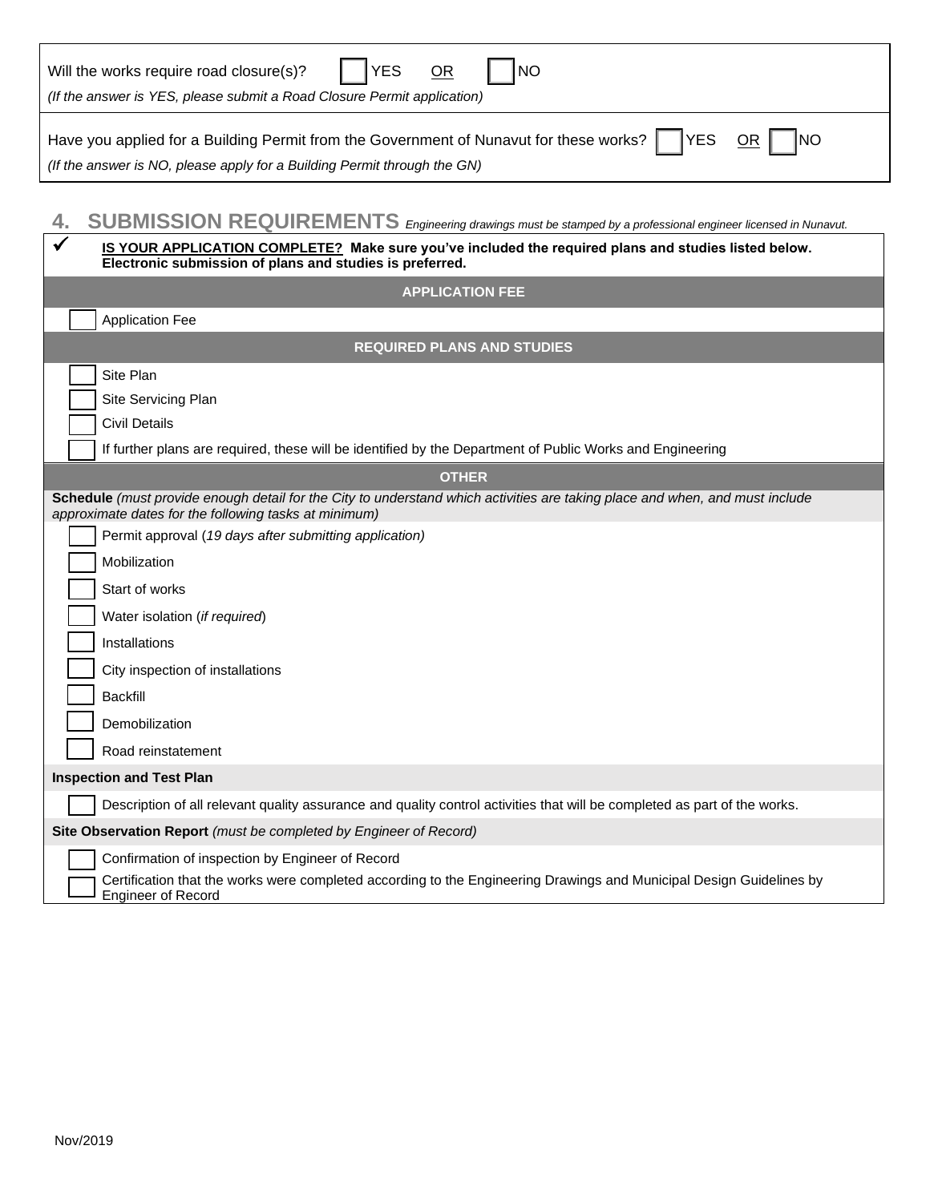Will the works require road closure(s)? ☐ YES OR ☐ NO

*(If the answer is YES, please submit a Road Closure Permit application)*

Have you applied for a Building Permit from the Government of Nunavut for these works? ☐ YES OR ☐ NO

*(If the answer is NO, please apply for a Building Permit through the GN)*

## 4. SUBMISSION REQUIREMENTS *Engineering drawings must be stamped by a professional engineer licensed in Nunavut.*

✓ **IS YOUR APPLICATION COMPLETE? Make sure you've included the required plans and studies listed below. Electronic submission of plans and studies is preferred.**

**APPLICATION FEE**

- ☐ Application Fee

**REQUIRED PLANS AND STUDIES**

- ☐ Site Plan
- ☐ Site Servicing Plan
- ☐ Civil Details
- ☐ If further plans are required, these will be identified by the Department of Public Works and Engineering

**OTHER**

**Schedule** *(must provide enough detail for the City to understand which activities are taking place and when, and must include approximate dates for the following tasks at minimum)*

- ☐ Permit approval (*19 days after submitting application)*
- ☐ Mobilization
- ☐ Start of works
- ☐ Water isolation (*if required*)
- ☐ Installations
- ☐ City inspection of installations
- ☐ Backfill
- ☐ Demobilization
- ☐ Road reinstatement

**Inspection and Test Plan**

- ☐ Description of all relevant quality assurance and quality control activities that will be completed as part of the works.

**Site Observation Report** *(must be completed by Engineer of Record)*

- ☐ Confirmation of inspection by Engineer of Record
- ☐ Certification that the works were completed according to the Engineering Drawings and Municipal Design Guidelines by Engineer of Record

Nov/2019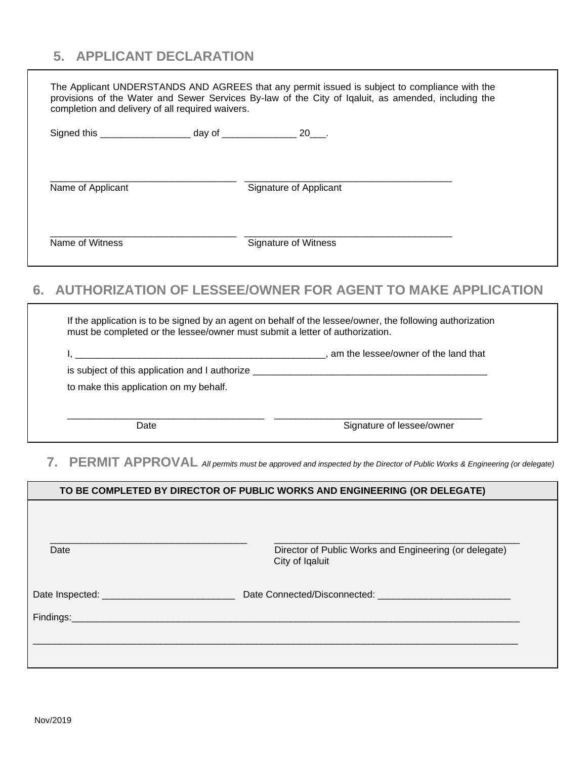## 5. APPLICANT DECLARATION

The Applicant UNDERSTANDS AND AGREES that any permit issued is subject to compliance with the provisions of the Water and Sewer Services By-law of the City of Iqaluit, as amended, including the completion and delivery of all required waivers.

Signed this _________________ day of ______________ 20___.

___________________________________ ________________________________________
Name of Applicant Signature of Applicant

___________________________________ ________________________________________
Name of Witness Signature of Witness

## 6. AUTHORIZATION OF LESSEE/OWNER FOR AGENT TO MAKE APPLICATION

If the application is to be signed by an agent on behalf of the lessee/owner, the following authorization must be completed or the lessee/owner must submit a letter of authorization.

I, _________________________________________________, am the lessee/owner of the land that

is subject of this application and I authorize _____________________________________________

to make this application on my behalf.

_____________________________________ ________________________________________
Date Signature of lessee/owner

## 7. PERMIT APPROVAL *All permits must be approved and inspected by the Director of Public Works & Engineering (or delegate)*

**TO BE COMPLETED BY DIRECTOR OF PUBLIC WORKS AND ENGINEERING (OR DELEGATE)**

_____________________________________ _______________________________________________
Date Director of Public Works and Engineering (or delegate)
City of Iqaluit

Date Inspected: _________________________ Date Connected/Disconnected: _________________________

Findings:_________________________________________________________________________________________

__________________________________________________________________________________________________

Nov/2019